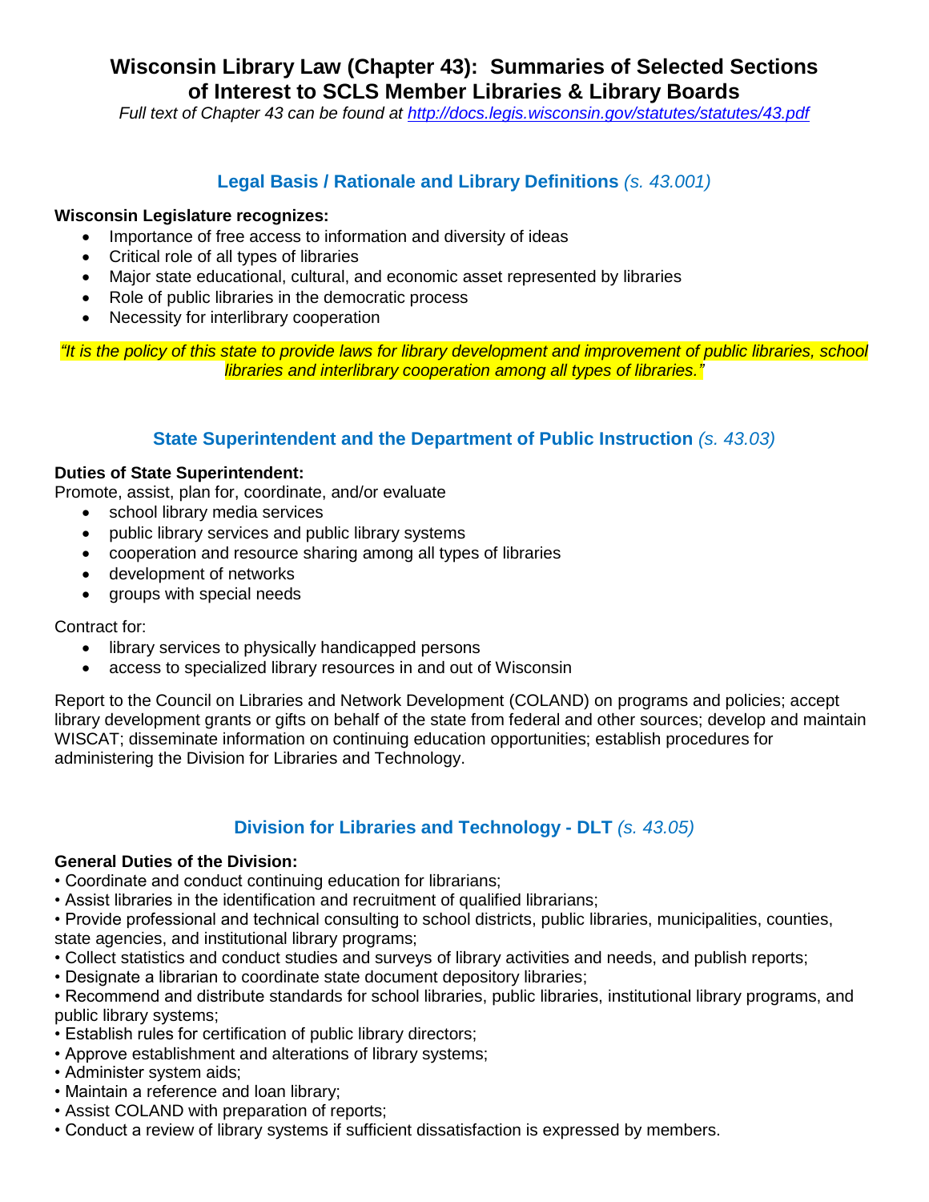# Wisconsin Library Law (Chapter 43): Summaries of Selected Sections of Interest to SCLS Member Libraries & Library Boards

*Full text of Chapter 43 can be found at [http://docs.legis.wisconsin.gov/statutes/statutes/43.pdf](http://docs.legis.wisconsin.gov/statutes/statutes/43.pdf)*

## Legal Basis / Rationale and Library Definitions *(s. 43.001)*

**Wisconsin Legislature recognizes:**

- Importance of free access to information and diversity of ideas
- Critical role of all types of libraries
- Major state educational, cultural, and economic asset represented by libraries
- Role of public libraries in the democratic process
- Necessity for interlibrary cooperation

*"It is the policy of this state to provide laws for library development and improvement of public libraries, school libraries and interlibrary cooperation among all types of libraries."*

## State Superintendent and the Department of Public Instruction *(s. 43.03)*

**Duties of State Superintendent:**

Promote, assist, plan for, coordinate, and/or evaluate

- school library media services
- public library services and public library systems
- cooperation and resource sharing among all types of libraries
- development of networks
- groups with special needs

Contract for:

- library services to physically handicapped persons
- access to specialized library resources in and out of Wisconsin

Report to the Council on Libraries and Network Development (COLAND) on programs and policies; accept library development grants or gifts on behalf of the state from federal and other sources; develop and maintain WISCAT; disseminate information on continuing education opportunities; establish procedures for administering the Division for Libraries and Technology.

## Division for Libraries and Technology - DLT *(s. 43.05)*

**General Duties of the Division:**

- Coordinate and conduct continuing education for librarians;
- Assist libraries in the identification and recruitment of qualified librarians;
- Provide professional and technical consulting to school districts, public libraries, municipalities, counties, state agencies, and institutional library programs;
- Collect statistics and conduct studies and surveys of library activities and needs, and publish reports;
- Designate a librarian to coordinate state document depository libraries;
- Recommend and distribute standards for school libraries, public libraries, institutional library programs, and public library systems;
- Establish rules for certification of public library directors;
- Approve establishment and alterations of library systems;
- Administer system aids;
- Maintain a reference and loan library;
- Assist COLAND with preparation of reports;
- Conduct a review of library systems if sufficient dissatisfaction is expressed by members.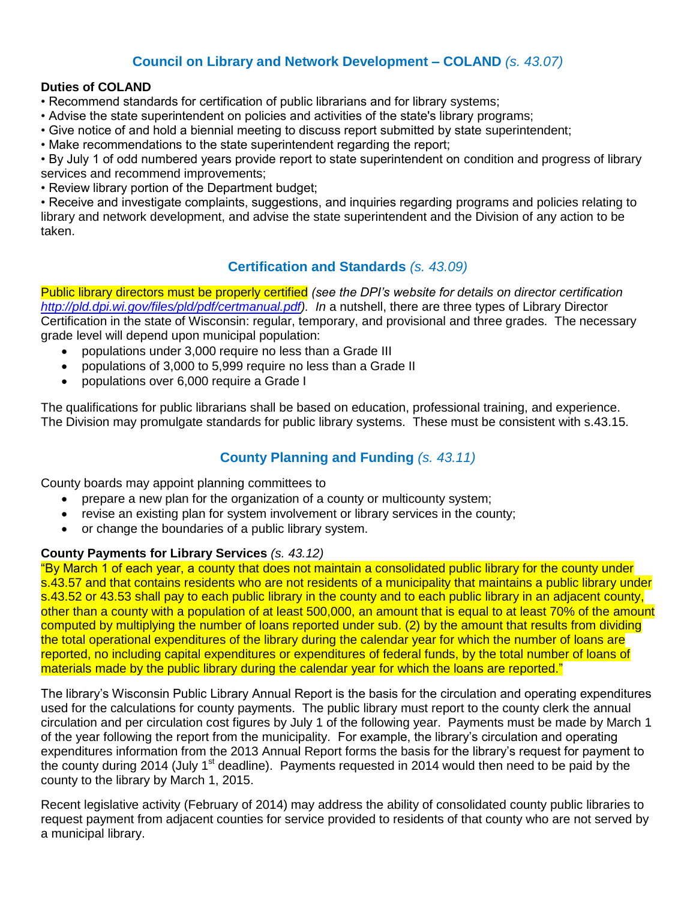## Council on Library and Network Development – COLAND *(s. 43.07)*

**Duties of COLAND**

• Recommend standards for certification of public librarians and for library systems;
• Advise the state superintendent on policies and activities of the state's library programs;
• Give notice of and hold a biennial meeting to discuss report submitted by state superintendent;
• Make recommendations to the state superintendent regarding the report;
• By July 1 of odd numbered years provide report to state superintendent on condition and progress of library services and recommend improvements;
• Review library portion of the Department budget;
• Receive and investigate complaints, suggestions, and inquiries regarding programs and policies relating to library and network development, and advise the state superintendent and the Division of any action to be taken.

## Certification and Standards *(s. 43.09)*

Public library directors must be properly certified *(see the DPI's website for details on director certification http://pld.dpi.wi.gov/files/pld/pdf/certmanual.pdf). In* a nutshell, there are three types of Library Director Certification in the state of Wisconsin: regular, temporary, and provisional and three grades. The necessary grade level will depend upon municipal population:

- populations under 3,000 require no less than a Grade III
- populations of 3,000 to 5,999 require no less than a Grade II
- populations over 6,000 require a Grade I

The qualifications for public librarians shall be based on education, professional training, and experience. The Division may promulgate standards for public library systems. These must be consistent with s.43.15.

## County Planning and Funding *(s. 43.11)*

County boards may appoint planning committees to

- prepare a new plan for the organization of a county or multicounty system;
- revise an existing plan for system involvement or library services in the county;
- or change the boundaries of a public library system.

**County Payments for Library Services** *(s. 43.12)*

"By March 1 of each year, a county that does not maintain a consolidated public library for the county under s.43.57 and that contains residents who are not residents of a municipality that maintains a public library under s.43.52 or 43.53 shall pay to each public library in the county and to each public library in an adjacent county, other than a county with a population of at least 500,000, an amount that is equal to at least 70% of the amount computed by multiplying the number of loans reported under sub. (2) by the amount that results from dividing the total operational expenditures of the library during the calendar year for which the number of loans are reported, no including capital expenditures or expenditures of federal funds, by the total number of loans of materials made by the public library during the calendar year for which the loans are reported."

The library's Wisconsin Public Library Annual Report is the basis for the circulation and operating expenditures used for the calculations for county payments. The public library must report to the county clerk the annual circulation and per circulation cost figures by July 1 of the following year. Payments must be made by March 1 of the year following the report from the municipality. For example, the library's circulation and operating expenditures information from the 2013 Annual Report forms the basis for the library's request for payment to the county during 2014 (July 1st deadline). Payments requested in 2014 would then need to be paid by the county to the library by March 1, 2015.

Recent legislative activity (February of 2014) may address the ability of consolidated county public libraries to request payment from adjacent counties for service provided to residents of that county who are not served by a municipal library.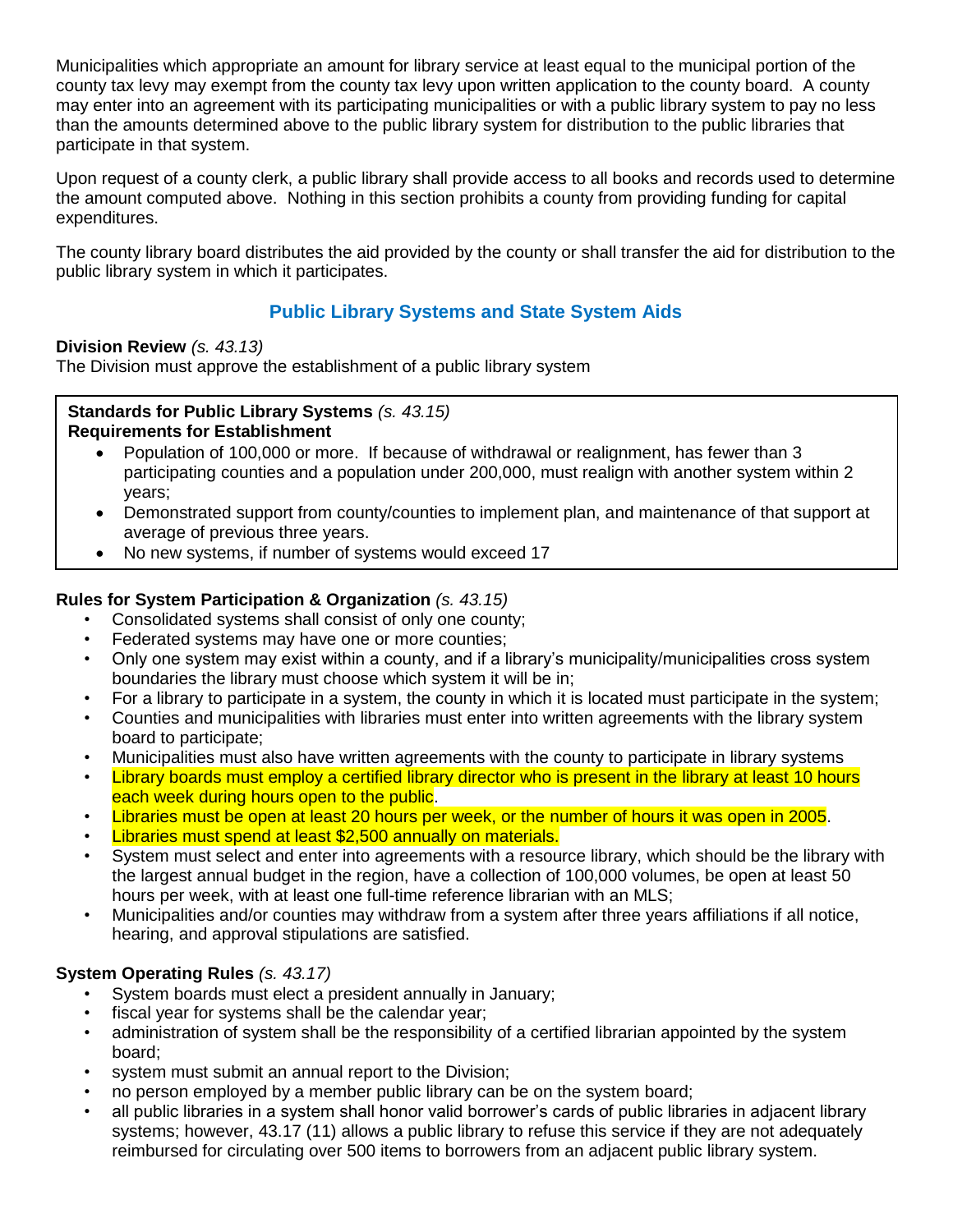Municipalities which appropriate an amount for library service at least equal to the municipal portion of the county tax levy may exempt from the county tax levy upon written application to the county board. A county may enter into an agreement with its participating municipalities or with a public library system to pay no less than the amounts determined above to the public library system for distribution to the public libraries that participate in that system.

Upon request of a county clerk, a public library shall provide access to all books and records used to determine the amount computed above. Nothing in this section prohibits a county from providing funding for capital expenditures.

The county library board distributes the aid provided by the county or shall transfer the aid for distribution to the public library system in which it participates.

## Public Library Systems and State System Aids

**Division Review** *(s. 43.13)*
The Division must approve the establishment of a public library system

**Standards for Public Library Systems** *(s. 43.15)*
**Requirements for Establishment**

- Population of 100,000 or more. If because of withdrawal or realignment, has fewer than 3 participating counties and a population under 200,000, must realign with another system within 2 years;
- Demonstrated support from county/counties to implement plan, and maintenance of that support at average of previous three years.
- No new systems, if number of systems would exceed 17

**Rules for System Participation & Organization** *(s. 43.15)*

- Consolidated systems shall consist of only one county;
- Federated systems may have one or more counties;
- Only one system may exist within a county, and if a library's municipality/municipalities cross system boundaries the library must choose which system it will be in;
- For a library to participate in a system, the county in which it is located must participate in the system;
- Counties and municipalities with libraries must enter into written agreements with the library system board to participate;
- Municipalities must also have written agreements with the county to participate in library systems
- Library boards must employ a certified library director who is present in the library at least 10 hours each week during hours open to the public.
- Libraries must be open at least 20 hours per week, or the number of hours it was open in 2005.
- Libraries must spend at least $2,500 annually on materials.
- System must select and enter into agreements with a resource library, which should be the library with the largest annual budget in the region, have a collection of 100,000 volumes, be open at least 50 hours per week, with at least one full-time reference librarian with an MLS;
- Municipalities and/or counties may withdraw from a system after three years affiliations if all notice, hearing, and approval stipulations are satisfied.

**System Operating Rules** *(s. 43.17)*

- System boards must elect a president annually in January;
- fiscal year for systems shall be the calendar year;
- administration of system shall be the responsibility of a certified librarian appointed by the system board;
- system must submit an annual report to the Division;
- no person employed by a member public library can be on the system board;
- all public libraries in a system shall honor valid borrower's cards of public libraries in adjacent library systems; however, 43.17 (11) allows a public library to refuse this service if they are not adequately reimbursed for circulating over 500 items to borrowers from an adjacent public library system.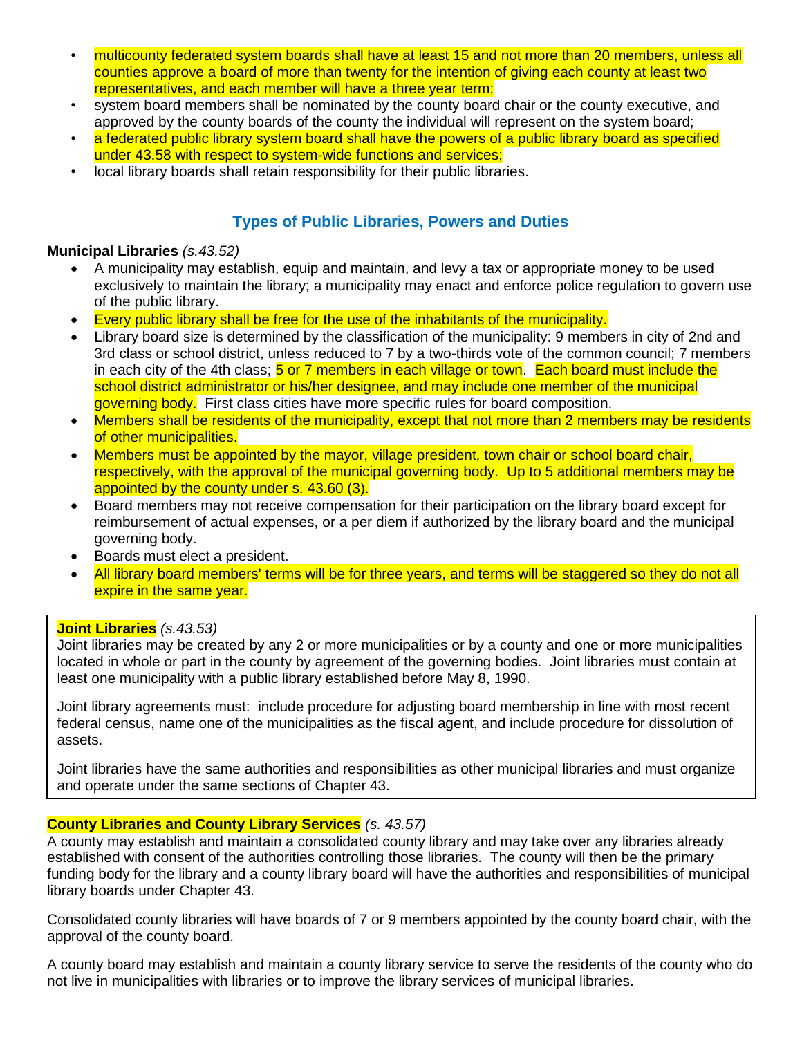- multicounty federated system boards shall have at least 15 and not more than 20 members, unless all counties approve a board of more than twenty for the intention of giving each county at least two representatives, and each member will have a three year term;
- system board members shall be nominated by the county board chair or the county executive, and approved by the county boards of the county the individual will represent on the system board;
- a federated public library system board shall have the powers of a public library board as specified under 43.58 with respect to system-wide functions and services;
- local library boards shall retain responsibility for their public libraries.

## Types of Public Libraries, Powers and Duties

**Municipal Libraries** *(s.43.52)*

- A municipality may establish, equip and maintain, and levy a tax or appropriate money to be used exclusively to maintain the library; a municipality may enact and enforce police regulation to govern use of the public library.
- Every public library shall be free for the use of the inhabitants of the municipality.
- Library board size is determined by the classification of the municipality: 9 members in city of 2nd and 3rd class or school district, unless reduced to 7 by a two-thirds vote of the common council; 7 members in each city of the 4th class; 5 or 7 members in each village or town. Each board must include the school district administrator or his/her designee, and may include one member of the municipal governing body. First class cities have more specific rules for board composition.
- Members shall be residents of the municipality, except that not more than 2 members may be residents of other municipalities.
- Members must be appointed by the mayor, village president, town chair or school board chair, respectively, with the approval of the municipal governing body. Up to 5 additional members may be appointed by the county under s. 43.60 (3).
- Board members may not receive compensation for their participation on the library board except for reimbursement of actual expenses, or a per diem if authorized by the library board and the municipal governing body.
- Boards must elect a president.
- All library board members' terms will be for three years, and terms will be staggered so they do not all expire in the same year.

**Joint Libraries** *(s.43.53)*

Joint libraries may be created by any 2 or more municipalities or by a county and one or more municipalities located in whole or part in the county by agreement of the governing bodies. Joint libraries must contain at least one municipality with a public library established before May 8, 1990.

Joint library agreements must: include procedure for adjusting board membership in line with most recent federal census, name one of the municipalities as the fiscal agent, and include procedure for dissolution of assets.

Joint libraries have the same authorities and responsibilities as other municipal libraries and must organize and operate under the same sections of Chapter 43.

**County Libraries and County Library Services** *(s. 43.57)*

A county may establish and maintain a consolidated county library and may take over any libraries already established with consent of the authorities controlling those libraries. The county will then be the primary funding body for the library and a county library board will have the authorities and responsibilities of municipal library boards under Chapter 43.

Consolidated county libraries will have boards of 7 or 9 members appointed by the county board chair, with the approval of the county board.

A county board may establish and maintain a county library service to serve the residents of the county who do not live in municipalities with libraries or to improve the library services of municipal libraries.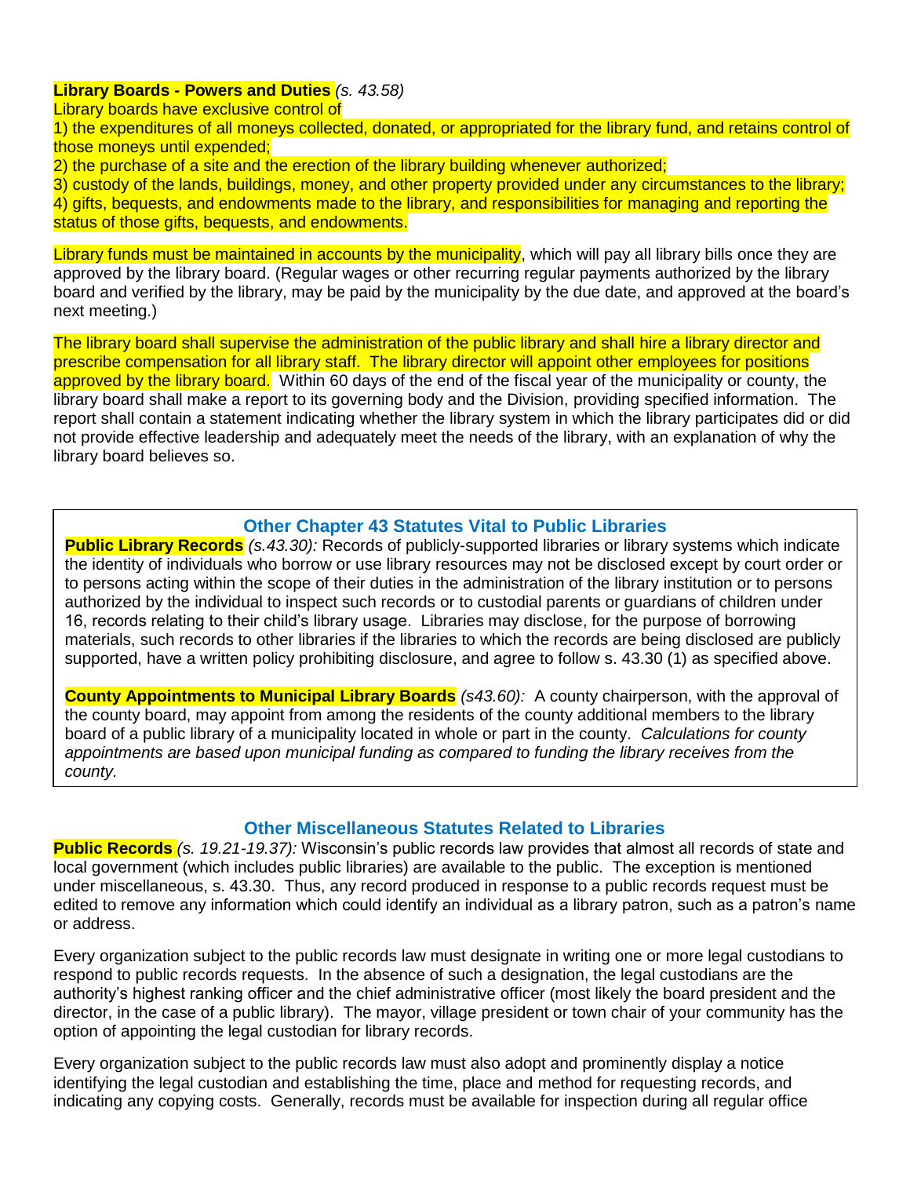**Library Boards - Powers and Duties** *(s. 43.58)*

Library boards have exclusive control of

1) the expenditures of all moneys collected, donated, or appropriated for the library fund, and retains control of those moneys until expended;
2) the purchase of a site and the erection of the library building whenever authorized;
3) custody of the lands, buildings, money, and other property provided under any circumstances to the library;
4) gifts, bequests, and endowments made to the library, and responsibilities for managing and reporting the status of those gifts, bequests, and endowments.

Library funds must be maintained in accounts by the municipality, which will pay all library bills once they are approved by the library board. (Regular wages or other recurring regular payments authorized by the library board and verified by the library, may be paid by the municipality by the due date, and approved at the board's next meeting.)

The library board shall supervise the administration of the public library and shall hire a library director and prescribe compensation for all library staff. The library director will appoint other employees for positions approved by the library board. Within 60 days of the end of the fiscal year of the municipality or county, the library board shall make a report to its governing body and the Division, providing specified information. The report shall contain a statement indicating whether the library system in which the library participates did or did not provide effective leadership and adequately meet the needs of the library, with an explanation of why the library board believes so.

## Other Chapter 43 Statutes Vital to Public Libraries

**Public Library Records** *(s.43.30):* Records of publicly-supported libraries or library systems which indicate the identity of individuals who borrow or use library resources may not be disclosed except by court order or to persons acting within the scope of their duties in the administration of the library institution or to persons authorized by the individual to inspect such records or to custodial parents or guardians of children under 16, records relating to their child's library usage. Libraries may disclose, for the purpose of borrowing materials, such records to other libraries if the libraries to which the records are being disclosed are publicly supported, have a written policy prohibiting disclosure, and agree to follow s. 43.30 (1) as specified above.

**County Appointments to Municipal Library Boards** *(s43.60):* A county chairperson, with the approval of the county board, may appoint from among the residents of the county additional members to the library board of a public library of a municipality located in whole or part in the county. *Calculations for county appointments are based upon municipal funding as compared to funding the library receives from the county.*

## Other Miscellaneous Statutes Related to Libraries

**Public Records** *(s. 19.21-19.37):* Wisconsin's public records law provides that almost all records of state and local government (which includes public libraries) are available to the public. The exception is mentioned under miscellaneous, s. 43.30. Thus, any record produced in response to a public records request must be edited to remove any information which could identify an individual as a library patron, such as a patron's name or address.

Every organization subject to the public records law must designate in writing one or more legal custodians to respond to public records requests. In the absence of such a designation, the legal custodians are the authority's highest ranking officer and the chief administrative officer (most likely the board president and the director, in the case of a public library). The mayor, village president or town chair of your community has the option of appointing the legal custodian for library records.

Every organization subject to the public records law must also adopt and prominently display a notice identifying the legal custodian and establishing the time, place and method for requesting records, and indicating any copying costs. Generally, records must be available for inspection during all regular office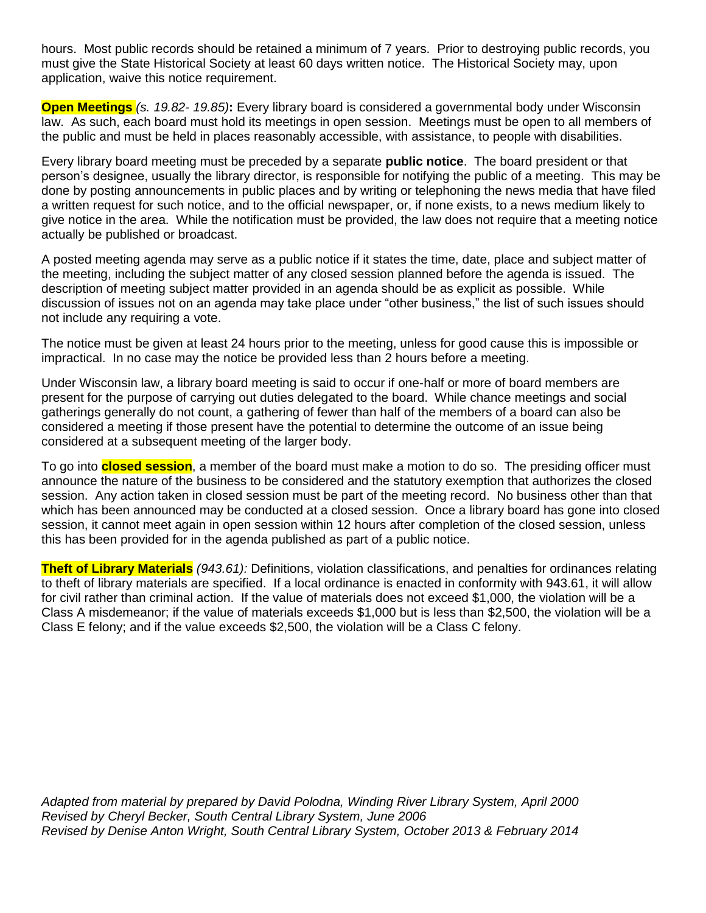hours. Most public records should be retained a minimum of 7 years. Prior to destroying public records, you must give the State Historical Society at least 60 days written notice. The Historical Society may, upon application, waive this notice requirement.

**Open Meetings** *(s. 19.82- 19.85)***:** Every library board is considered a governmental body under Wisconsin law. As such, each board must hold its meetings in open session. Meetings must be open to all members of the public and must be held in places reasonably accessible, with assistance, to people with disabilities.

Every library board meeting must be preceded by a separate **public notice**. The board president or that person's designee, usually the library director, is responsible for notifying the public of a meeting. This may be done by posting announcements in public places and by writing or telephoning the news media that have filed a written request for such notice, and to the official newspaper, or, if none exists, to a news medium likely to give notice in the area. While the notification must be provided, the law does not require that a meeting notice actually be published or broadcast.

A posted meeting agenda may serve as a public notice if it states the time, date, place and subject matter of the meeting, including the subject matter of any closed session planned before the agenda is issued. The description of meeting subject matter provided in an agenda should be as explicit as possible. While discussion of issues not on an agenda may take place under "other business," the list of such issues should not include any requiring a vote.

The notice must be given at least 24 hours prior to the meeting, unless for good cause this is impossible or impractical. In no case may the notice be provided less than 2 hours before a meeting.

Under Wisconsin law, a library board meeting is said to occur if one-half or more of board members are present for the purpose of carrying out duties delegated to the board. While chance meetings and social gatherings generally do not count, a gathering of fewer than half of the members of a board can also be considered a meeting if those present have the potential to determine the outcome of an issue being considered at a subsequent meeting of the larger body.

To go into **closed session**, a member of the board must make a motion to do so. The presiding officer must announce the nature of the business to be considered and the statutory exemption that authorizes the closed session. Any action taken in closed session must be part of the meeting record. No business other than that which has been announced may be conducted at a closed session. Once a library board has gone into closed session, it cannot meet again in open session within 12 hours after completion of the closed session, unless this has been provided for in the agenda published as part of a public notice.

**Theft of Library Materials** *(943.61):* Definitions, violation classifications, and penalties for ordinances relating to theft of library materials are specified. If a local ordinance is enacted in conformity with 943.61, it will allow for civil rather than criminal action. If the value of materials does not exceed $1,000, the violation will be a Class A misdemeanor; if the value of materials exceeds $1,000 but is less than $2,500, the violation will be a Class E felony; and if the value exceeds $2,500, the violation will be a Class C felony.

*Adapted from material by prepared by David Polodna, Winding River Library System, April 2000*
*Revised by Cheryl Becker, South Central Library System, June 2006*
*Revised by Denise Anton Wright, South Central Library System, October 2013 & February 2014*